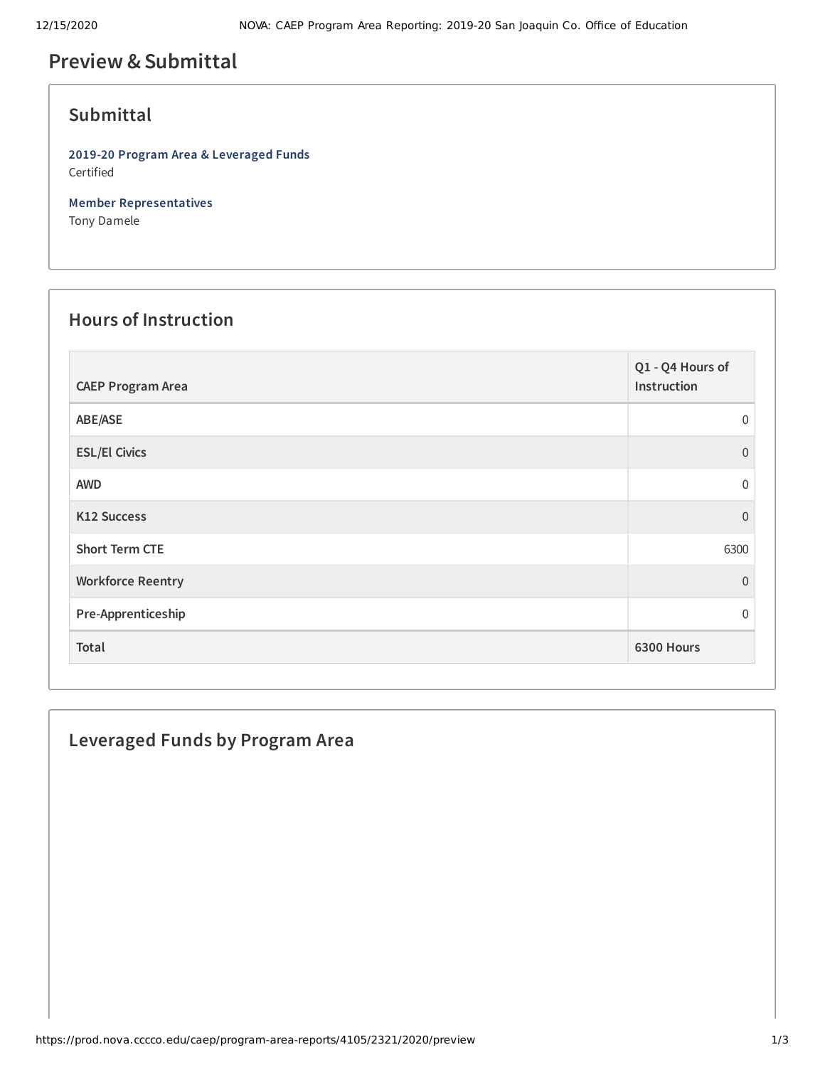# Preview & Submittal

## Submittal

**2019-20 Program Area & Leveraged Funds**
Certified

**Member Representatives**
Tony Damele

## Hours of Instruction

| CAEP Program Area | Q1 - Q4 Hours of Instruction |
|---|---|
| ABE/ASE | 0 |
| ESL/El Civics | 0 |
| AWD | 0 |
| K12 Success | 0 |
| Short Term CTE | 6300 |
| Workforce Reentry | 0 |
| Pre-Apprenticeship | 0 |
| **Total** | **6300 Hours** |

## Leveraged Funds by Program Area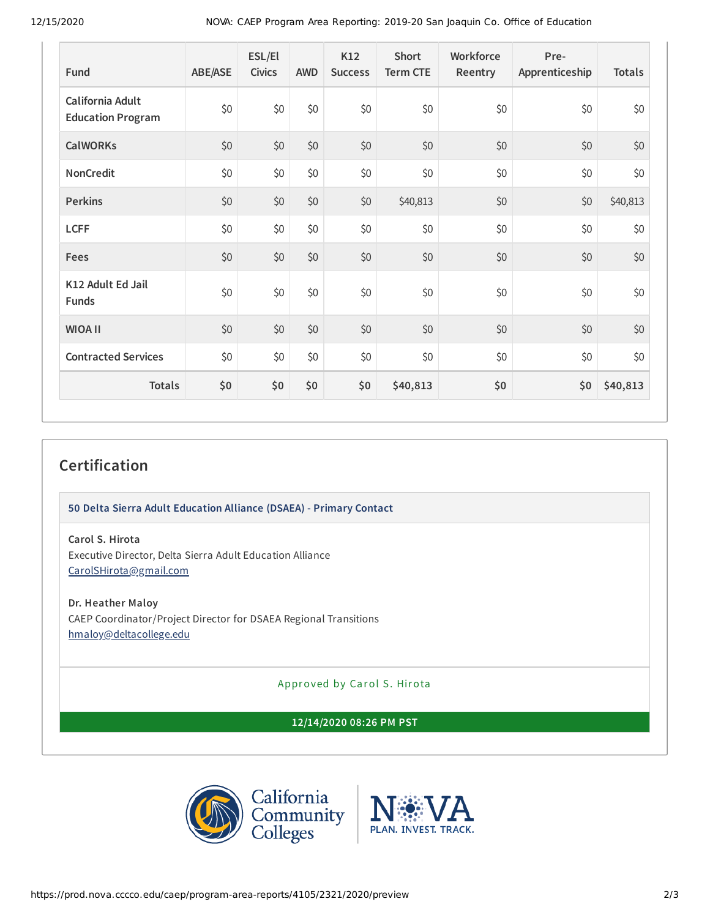| Fund | ABE/ASE | ESL/El Civics | AWD | K12 Success | Short Term CTE | Workforce Reentry | Pre-Apprenticeship | Totals |
|---|---|---|---|---|---|---|---|---|
| California Adult Education Program | $0 | $0 | $0 | $0 | $0 | $0 | $0 | $0 |
| CalWORKs | $0 | $0 | $0 | $0 | $0 | $0 | $0 | $0 |
| NonCredit | $0 | $0 | $0 | $0 | $0 | $0 | $0 | $0 |
| Perkins | $0 | $0 | $0 | $0 | $40,813 | $0 | $0 | $40,813 |
| LCFF | $0 | $0 | $0 | $0 | $0 | $0 | $0 | $0 |
| Fees | $0 | $0 | $0 | $0 | $0 | $0 | $0 | $0 |
| K12 Adult Ed Jail Funds | $0 | $0 | $0 | $0 | $0 | $0 | $0 | $0 |
| WIOA II | $0 | $0 | $0 | $0 | $0 | $0 | $0 | $0 |
| Contracted Services | $0 | $0 | $0 | $0 | $0 | $0 | $0 | $0 |
| **Totals** | **$0** | **$0** | **$0** | **$0** | **$40,813** | **$0** | **$0** | **$40,813** |

## Certification

**50 Delta Sierra Adult Education Alliance (DSAEA) - Primary Contact**

**Carol S. Hirota**
Executive Director, Delta Sierra Adult Education Alliance
CarolSHirota@gmail.com

**Dr. Heather Maloy**
CAEP Coordinator/Project Director for DSAEA Regional Transitions
hmaloy@deltacollege.edu

Approved by Carol S. Hirota

**12/14/2020 08:26 PM PST**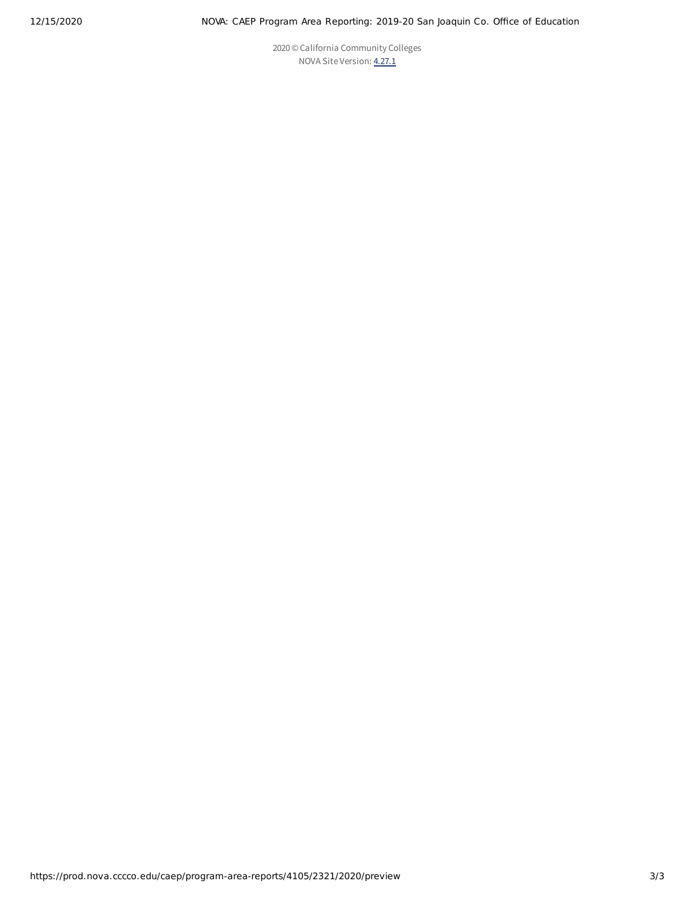2020 © California Community Colleges
NOVA Site Version: 4.27.1